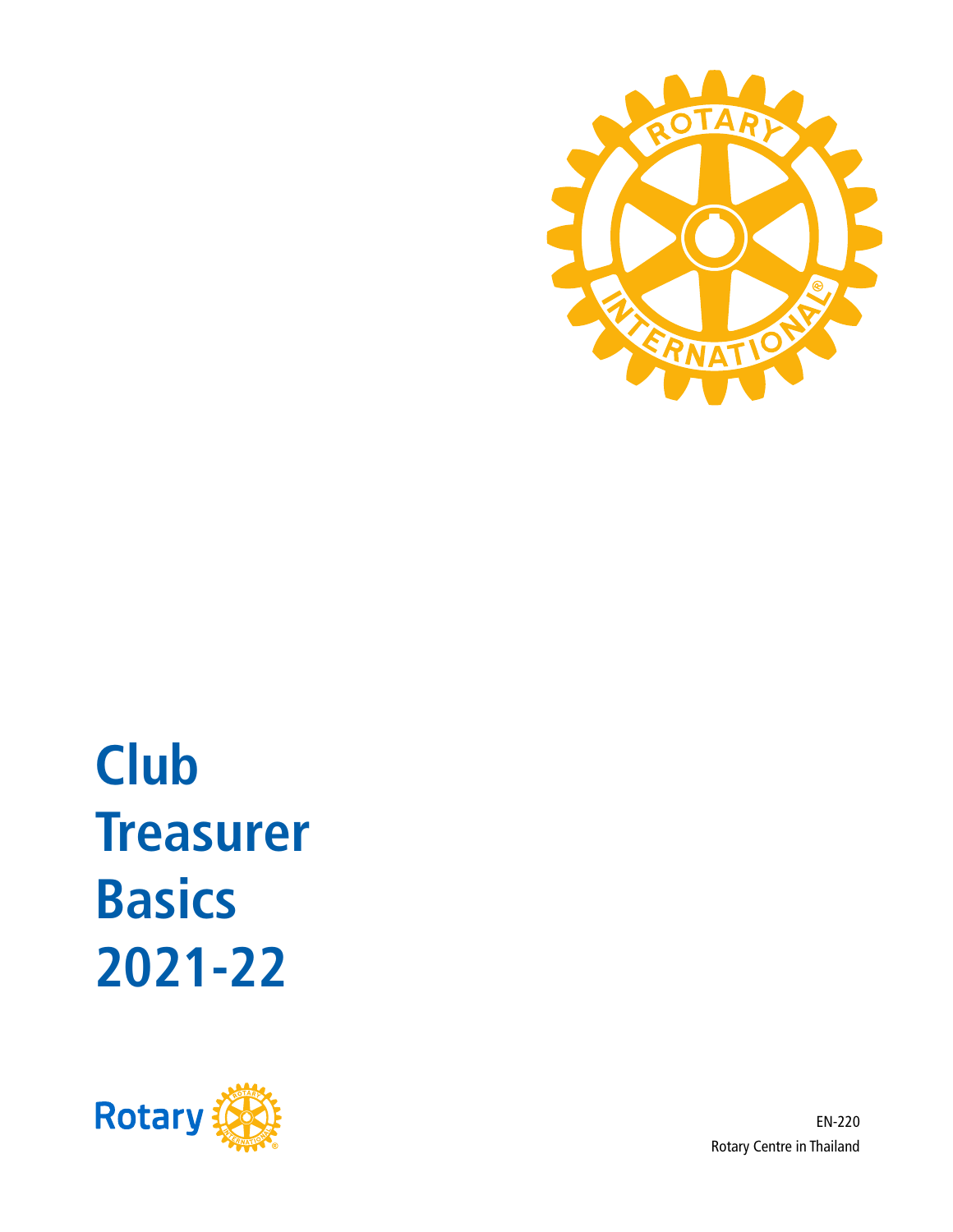# Club Treasurer Basics 2021-22

EN-220

Rotary Centre in Thailand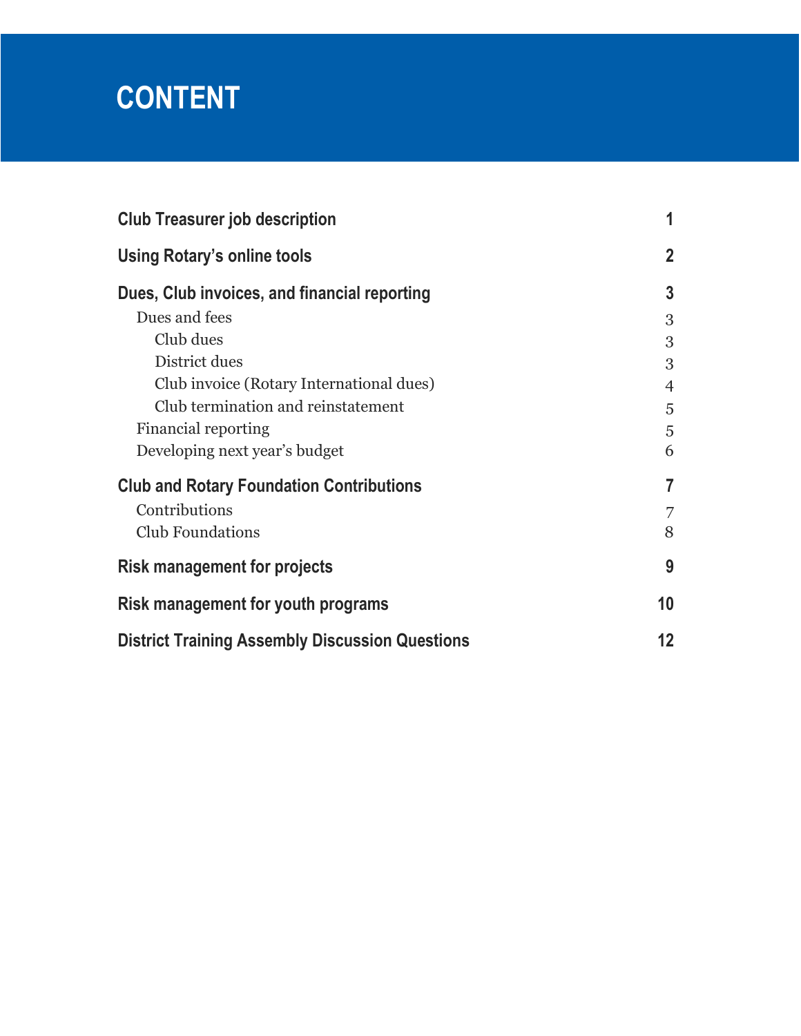# CONTENT

| | |
|---|---|
| **Club Treasurer job description** | **1** |
| **Using Rotary's online tools** | **2** |
| **Dues, Club invoices, and financial reporting** | **3** |
| Dues and fees | 3 |
| Club dues | 3 |
| District dues | 3 |
| Club invoice (Rotary International dues) | 4 |
| Club termination and reinstatement | 5 |
| Financial reporting | 5 |
| Developing next year's budget | 6 |
| **Club and Rotary Foundation Contributions** | **7** |
| Contributions | 7 |
| Club Foundations | 8 |
| **Risk management for projects** | **9** |
| **Risk management for youth programs** | **10** |
| **District Training Assembly Discussion Questions** | **12** |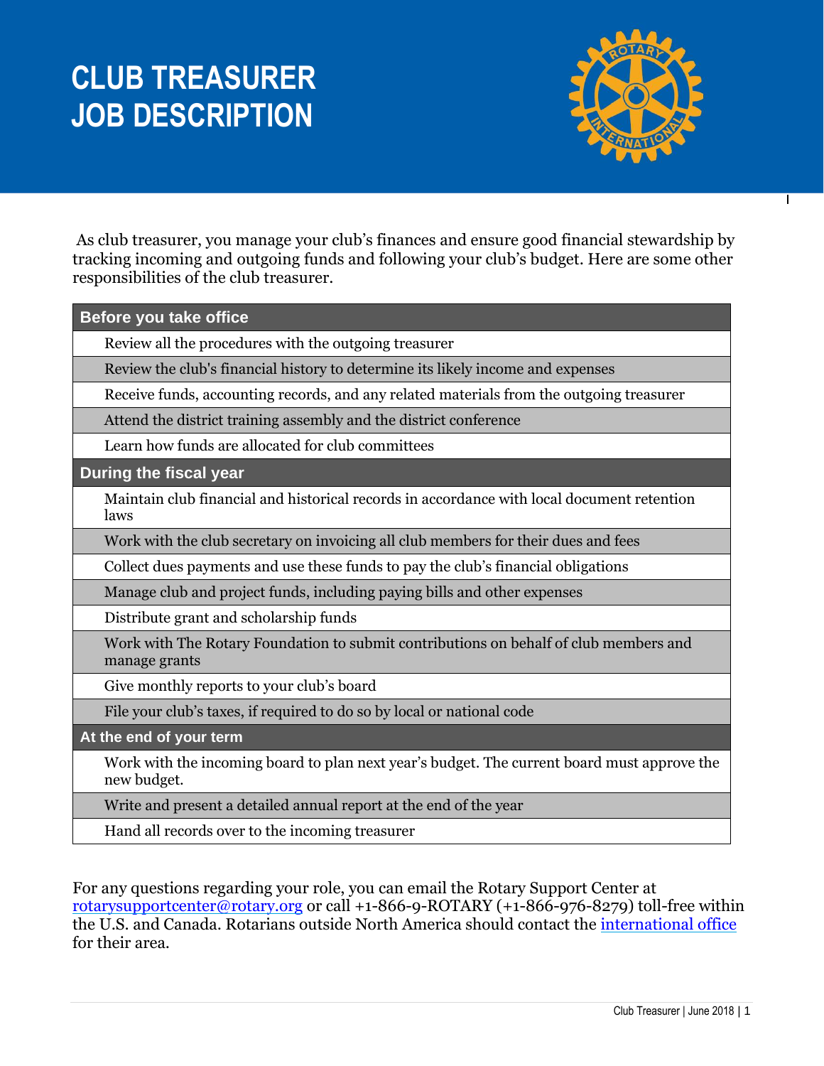# CLUB TREASURER JOB DESCRIPTION

As club treasurer, you manage your club's finances and ensure good financial stewardship by tracking incoming and outgoing funds and following your club's budget. Here are some other responsibilities of the club treasurer.

| Before you take office |
|---|
| Review all the procedures with the outgoing treasurer |
| Review the club's financial history to determine its likely income and expenses |
| Receive funds, accounting records, and any related materials from the outgoing treasurer |
| Attend the district training assembly and the district conference |
| Learn how funds are allocated for club committees |
| **During the fiscal year** |
| Maintain club financial and historical records in accordance with local document retention laws |
| Work with the club secretary on invoicing all club members for their dues and fees |
| Collect dues payments and use these funds to pay the club's financial obligations |
| Manage club and project funds, including paying bills and other expenses |
| Distribute grant and scholarship funds |
| Work with The Rotary Foundation to submit contributions on behalf of club members and manage grants |
| Give monthly reports to your club's board |
| File your club's taxes, if required to do so by local or national code |
| **At the end of your term** |
| Work with the incoming board to plan next year's budget. The current board must approve the new budget. |
| Write and present a detailed annual report at the end of the year |
| Hand all records over to the incoming treasurer |

For any questions regarding your role, you can email the Rotary Support Center at [rotarysupportcenter@rotary.org](mailto:rotarysupportcenter@rotary.org) or call +1-866-9-ROTARY (+1-866-976-8279) toll-free within the U.S. and Canada. Rotarians outside North America should contact the [international office](#) for their area.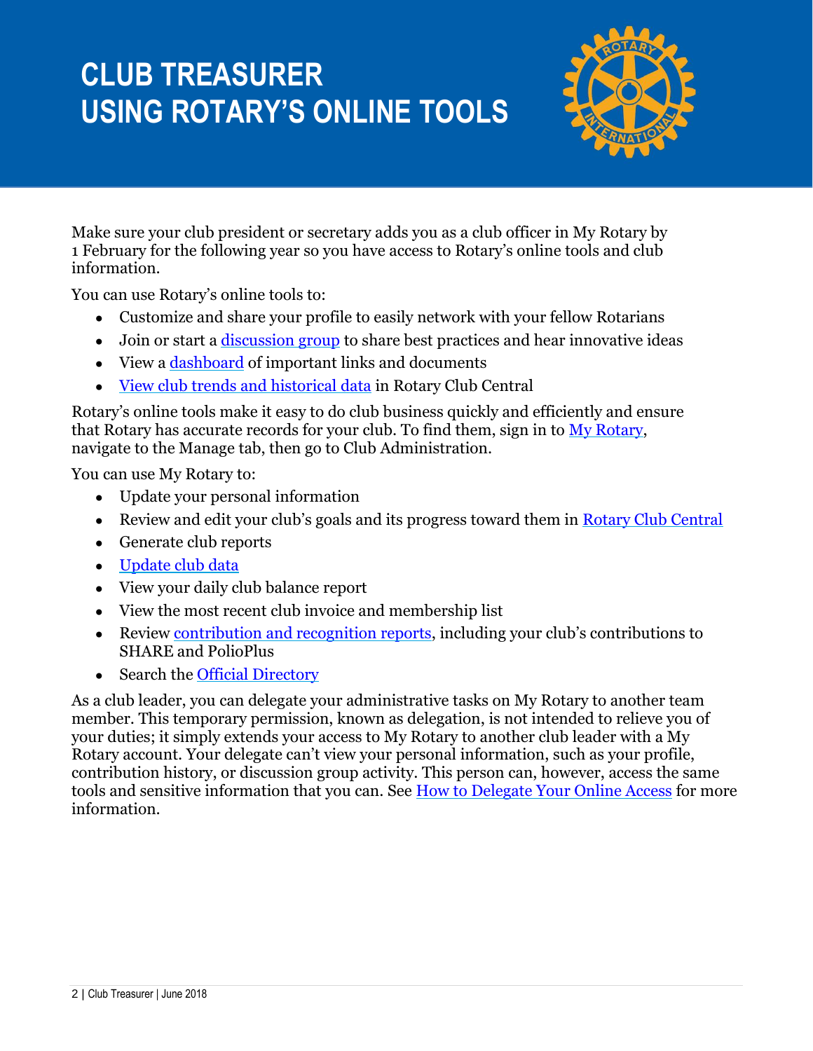# CLUB TREASURER USING ROTARY'S ONLINE TOOLS

Make sure your club president or secretary adds you as a club officer in My Rotary by 1 February for the following year so you have access to Rotary's online tools and club information.

You can use Rotary's online tools to:

- Customize and share your profile to easily network with your fellow Rotarians
- Join or start a discussion group to share best practices and hear innovative ideas
- View a dashboard of important links and documents
- View club trends and historical data in Rotary Club Central

Rotary's online tools make it easy to do club business quickly and efficiently and ensure that Rotary has accurate records for your club. To find them, sign in to My Rotary, navigate to the Manage tab, then go to Club Administration.

You can use My Rotary to:

- Update your personal information
- Review and edit your club's goals and its progress toward them in Rotary Club Central
- Generate club reports
- Update club data
- View your daily club balance report
- View the most recent club invoice and membership list
- Review contribution and recognition reports, including your club's contributions to SHARE and PolioPlus
- Search the Official Directory

As a club leader, you can delegate your administrative tasks on My Rotary to another team member. This temporary permission, known as delegation, is not intended to relieve you of your duties; it simply extends your access to My Rotary to another club leader with a My Rotary account. Your delegate can't view your personal information, such as your profile, contribution history, or discussion group activity. This person can, however, access the same tools and sensitive information that you can. See How to Delegate Your Online Access for more information.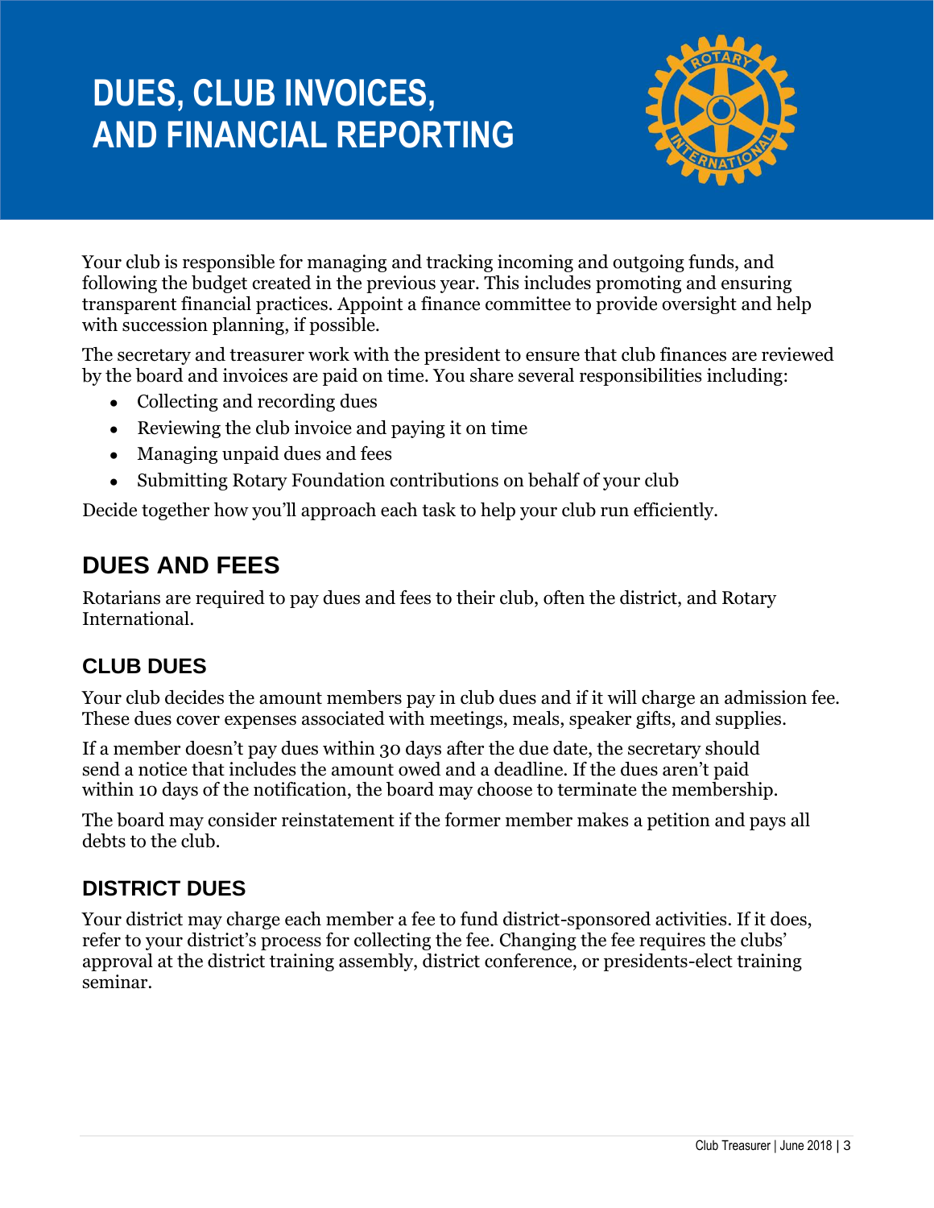# DUES, CLUB INVOICES, AND FINANCIAL REPORTING

Your club is responsible for managing and tracking incoming and outgoing funds, and following the budget created in the previous year. This includes promoting and ensuring transparent financial practices. Appoint a finance committee to provide oversight and help with succession planning, if possible.

The secretary and treasurer work with the president to ensure that club finances are reviewed by the board and invoices are paid on time. You share several responsibilities including:

- Collecting and recording dues
- Reviewing the club invoice and paying it on time
- Managing unpaid dues and fees
- Submitting Rotary Foundation contributions on behalf of your club

Decide together how you'll approach each task to help your club run efficiently.

## DUES AND FEES

Rotarians are required to pay dues and fees to their club, often the district, and Rotary International.

### CLUB DUES

Your club decides the amount members pay in club dues and if it will charge an admission fee. These dues cover expenses associated with meetings, meals, speaker gifts, and supplies.

If a member doesn't pay dues within 30 days after the due date, the secretary should send a notice that includes the amount owed and a deadline. If the dues aren't paid within 10 days of the notification, the board may choose to terminate the membership.

The board may consider reinstatement if the former member makes a petition and pays all debts to the club.

### DISTRICT DUES

Your district may charge each member a fee to fund district-sponsored activities. If it does, refer to your district's process for collecting the fee. Changing the fee requires the clubs' approval at the district training assembly, district conference, or presidents-elect training seminar.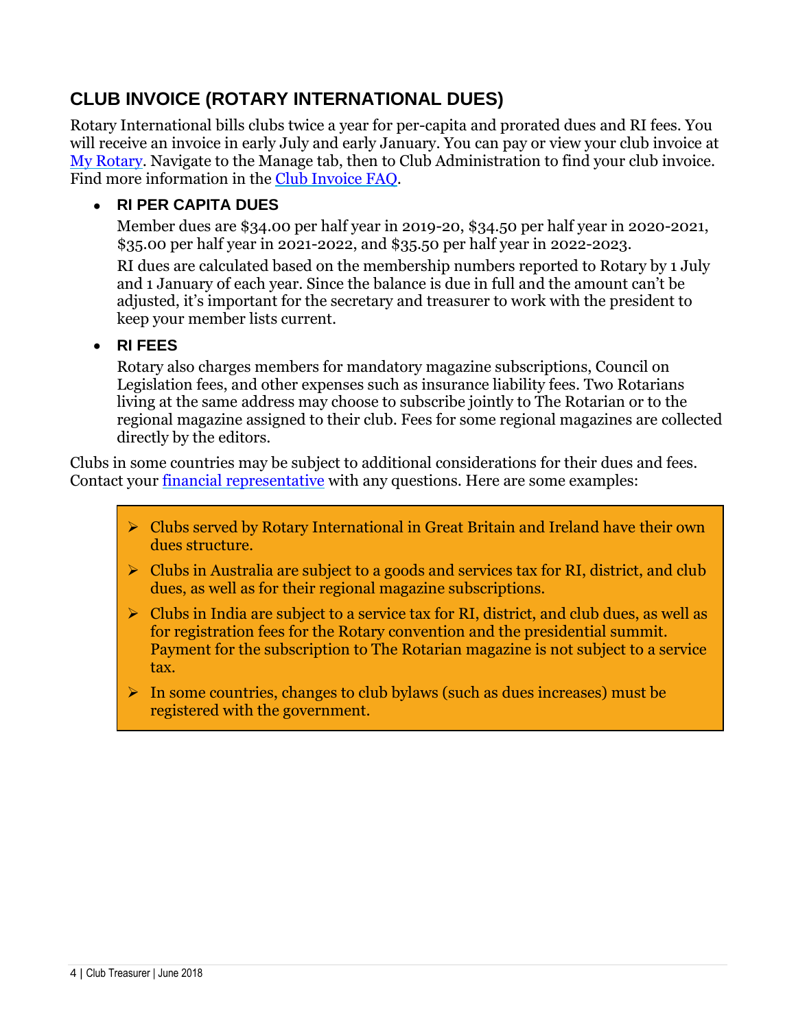## CLUB INVOICE (ROTARY INTERNATIONAL DUES)

Rotary International bills clubs twice a year for per-capita and prorated dues and RI fees. You will receive an invoice in early July and early January. You can pay or view your club invoice at My Rotary. Navigate to the Manage tab, then to Club Administration to find your club invoice. Find more information in the Club Invoice FAQ.

- **RI PER CAPITA DUES**

  Member dues are $34.00 per half year in 2019-20, $34.50 per half year in 2020-2021, $35.00 per half year in 2021-2022, and $35.50 per half year in 2022-2023.

  RI dues are calculated based on the membership numbers reported to Rotary by 1 July and 1 January of each year. Since the balance is due in full and the amount can't be adjusted, it's important for the secretary and treasurer to work with the president to keep your member lists current.

- **RI FEES**

  Rotary also charges members for mandatory magazine subscriptions, Council on Legislation fees, and other expenses such as insurance liability fees. Two Rotarians living at the same address may choose to subscribe jointly to The Rotarian or to the regional magazine assigned to their club. Fees for some regional magazines are collected directly by the editors.

Clubs in some countries may be subject to additional considerations for their dues and fees. Contact your financial representative with any questions. Here are some examples:

> - Clubs served by Rotary International in Great Britain and Ireland have their own dues structure.
> - Clubs in Australia are subject to a goods and services tax for RI, district, and club dues, as well as for their regional magazine subscriptions.
> - Clubs in India are subject to a service tax for RI, district, and club dues, as well as for registration fees for the Rotary convention and the presidential summit. Payment for the subscription to The Rotarian magazine is not subject to a service tax.
> - In some countries, changes to club bylaws (such as dues increases) must be registered with the government.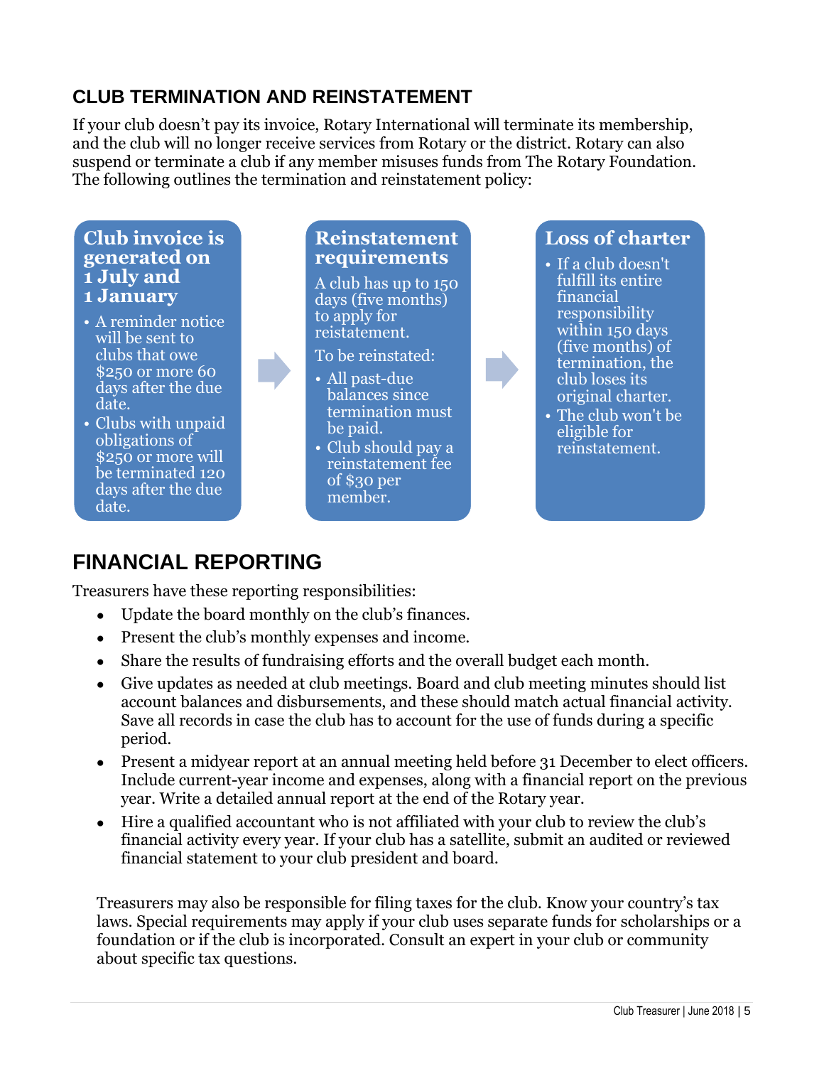## CLUB TERMINATION AND REINSTATEMENT

If your club doesn't pay its invoice, Rotary International will terminate its membership, and the club will no longer receive services from Rotary or the district. Rotary can also suspend or terminate a club if any member misuses funds from The Rotary Foundation. The following outlines the termination and reinstatement policy:

**Club invoice is generated on 1 July and 1 January**

- A reminder notice will be sent to clubs that owe $250 or more 60 days after the due date.
- Clubs with unpaid obligations of $250 or more will be terminated 120 days after the due date.

**Reinstatement requirements**

A club has up to 150 days (five months) to apply for reinstatement.

To be reinstated:

- All past-due balances since termination must be paid.
- Club should pay a reinstatement fee of $30 per member.

**Loss of charter**

- If a club doesn't fulfill its entire financial responsibility within 150 days (five months) of termination, the club loses its original charter.
- The club won't be eligible for reinstatement.

## FINANCIAL REPORTING

Treasurers have these reporting responsibilities:

- Update the board monthly on the club's finances.
- Present the club's monthly expenses and income.
- Share the results of fundraising efforts and the overall budget each month.
- Give updates as needed at club meetings. Board and club meeting minutes should list account balances and disbursements, and these should match actual financial activity. Save all records in case the club has to account for the use of funds during a specific period.
- Present a midyear report at an annual meeting held before 31 December to elect officers. Include current-year income and expenses, along with a financial report on the previous year. Write a detailed annual report at the end of the Rotary year.
- Hire a qualified accountant who is not affiliated with your club to review the club's financial activity every year. If your club has a satellite, submit an audited or reviewed financial statement to your club president and board.

Treasurers may also be responsible for filing taxes for the club. Know your country's tax laws. Special requirements may apply if your club uses separate funds for scholarships or a foundation or if the club is incorporated. Consult an expert in your club or community about specific tax questions.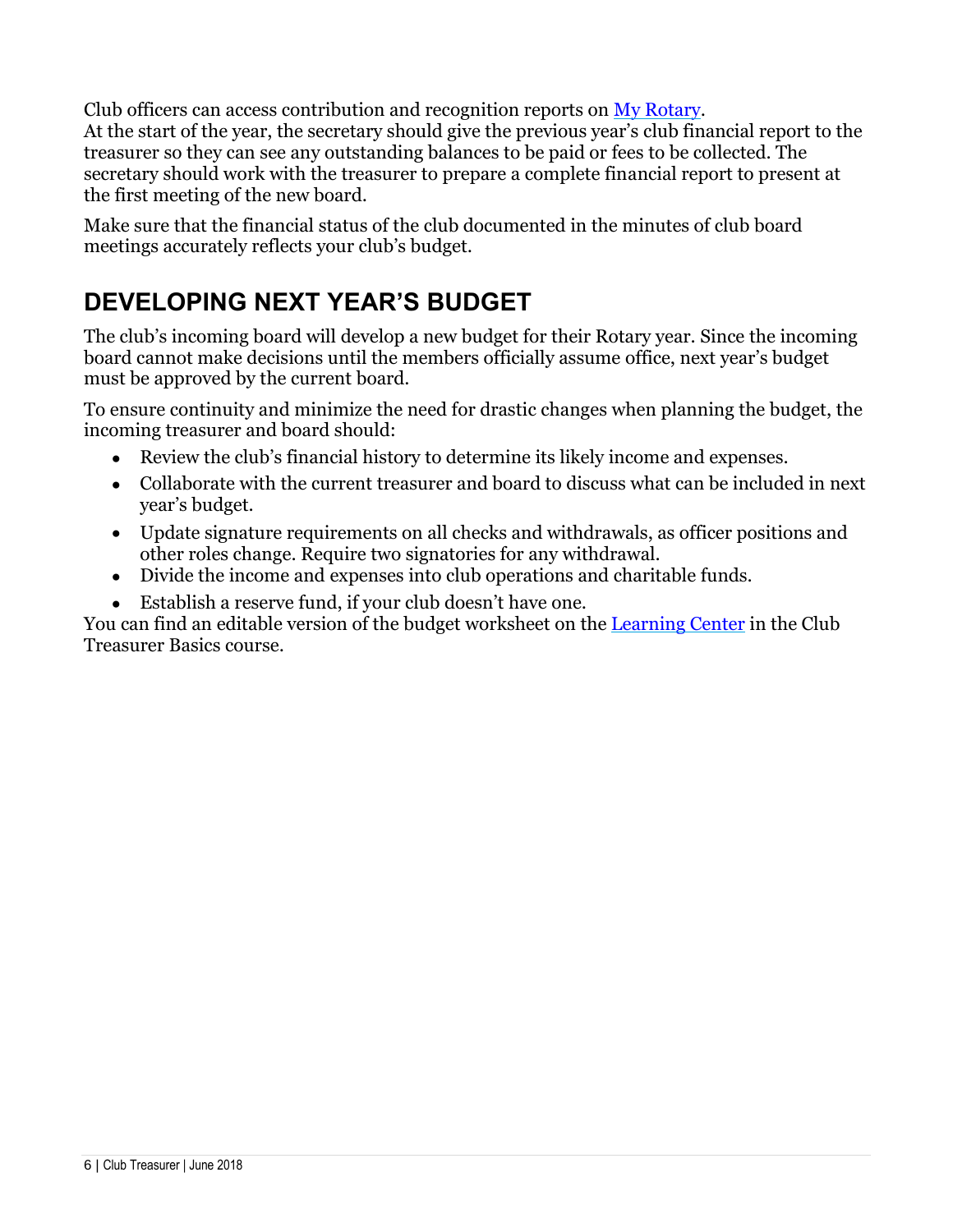Club officers can access contribution and recognition reports on My Rotary.
At the start of the year, the secretary should give the previous year's club financial report to the treasurer so they can see any outstanding balances to be paid or fees to be collected. The secretary should work with the treasurer to prepare a complete financial report to present at the first meeting of the new board.

Make sure that the financial status of the club documented in the minutes of club board meetings accurately reflects your club's budget.

## DEVELOPING NEXT YEAR'S BUDGET

The club's incoming board will develop a new budget for their Rotary year. Since the incoming board cannot make decisions until the members officially assume office, next year's budget must be approved by the current board.

To ensure continuity and minimize the need for drastic changes when planning the budget, the incoming treasurer and board should:

- Review the club's financial history to determine its likely income and expenses.
- Collaborate with the current treasurer and board to discuss what can be included in next year's budget.
- Update signature requirements on all checks and withdrawals, as officer positions and other roles change. Require two signatories for any withdrawal.
- Divide the income and expenses into club operations and charitable funds.
- Establish a reserve fund, if your club doesn't have one.

You can find an editable version of the budget worksheet on the Learning Center in the Club Treasurer Basics course.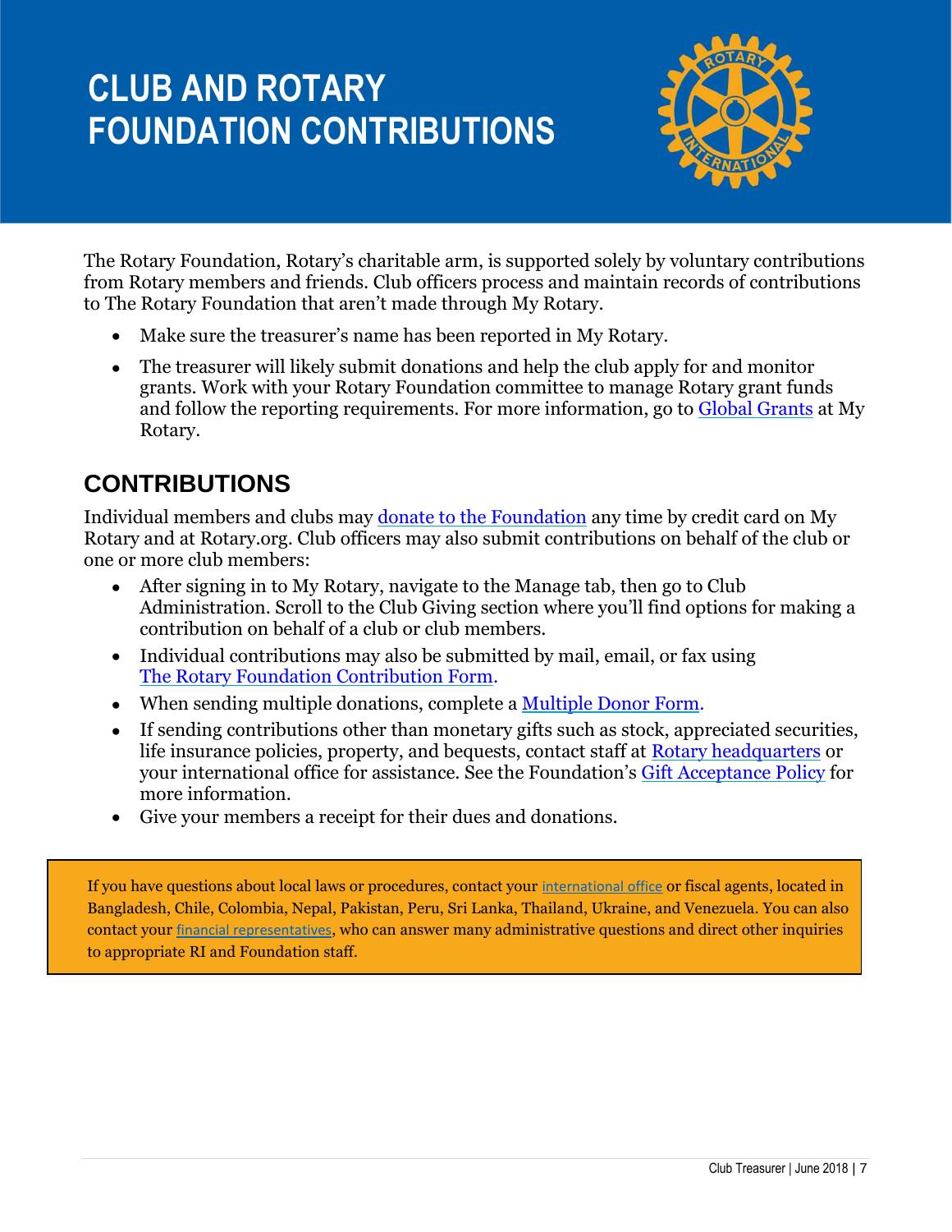# CLUB AND ROTARY FOUNDATION CONTRIBUTIONS

The Rotary Foundation, Rotary's charitable arm, is supported solely by voluntary contributions from Rotary members and friends. Club officers process and maintain records of contributions to The Rotary Foundation that aren't made through My Rotary.

- Make sure the treasurer's name has been reported in My Rotary.
- The treasurer will likely submit donations and help the club apply for and monitor grants. Work with your Rotary Foundation committee to manage Rotary grant funds and follow the reporting requirements. For more information, go to Global Grants at My Rotary.

## CONTRIBUTIONS

Individual members and clubs may donate to the Foundation any time by credit card on My Rotary and at Rotary.org. Club officers may also submit contributions on behalf of the club or one or more club members:

- After signing in to My Rotary, navigate to the Manage tab, then go to Club Administration. Scroll to the Club Giving section where you'll find options for making a contribution on behalf of a club or club members.
- Individual contributions may also be submitted by mail, email, or fax using The Rotary Foundation Contribution Form.
- When sending multiple donations, complete a Multiple Donor Form.
- If sending contributions other than monetary gifts such as stock, appreciated securities, life insurance policies, property, and bequests, contact staff at Rotary headquarters or your international office for assistance. See the Foundation's Gift Acceptance Policy for more information.
- Give your members a receipt for their dues and donations.

If you have questions about local laws or procedures, contact your international office or fiscal agents, located in Bangladesh, Chile, Colombia, Nepal, Pakistan, Peru, Sri Lanka, Thailand, Ukraine, and Venezuela. You can also contact your financial representatives, who can answer many administrative questions and direct other inquiries to appropriate RI and Foundation staff.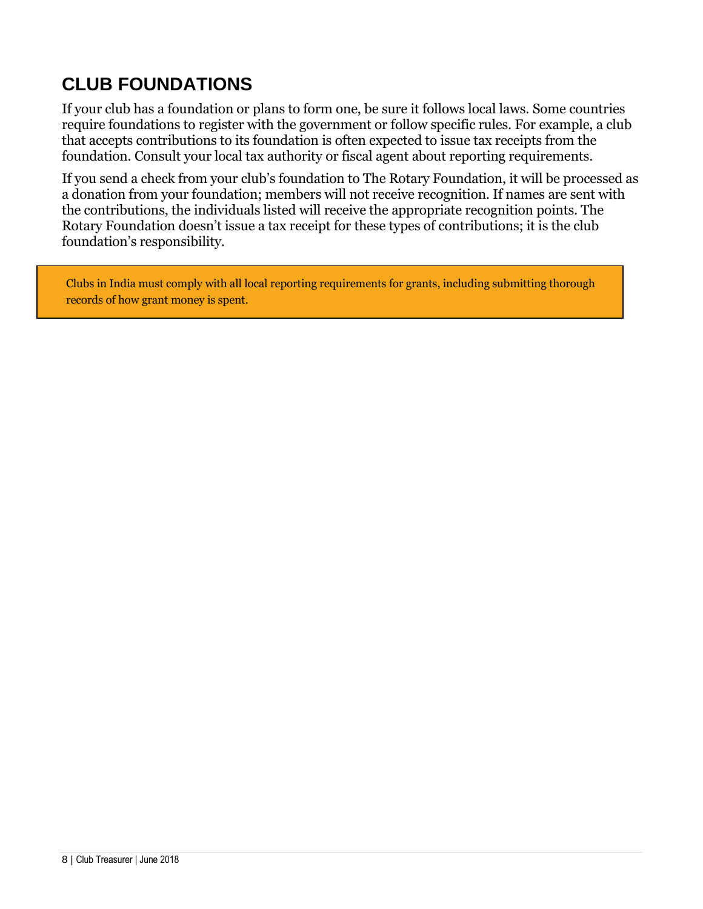## CLUB FOUNDATIONS

If your club has a foundation or plans to form one, be sure it follows local laws. Some countries require foundations to register with the government or follow specific rules. For example, a club that accepts contributions to its foundation is often expected to issue tax receipts from the foundation. Consult your local tax authority or fiscal agent about reporting requirements.

If you send a check from your club's foundation to The Rotary Foundation, it will be processed as a donation from your foundation; members will not receive recognition. If names are sent with the contributions, the individuals listed will receive the appropriate recognition points. The Rotary Foundation doesn't issue a tax receipt for these types of contributions; it is the club foundation's responsibility.

> Clubs in India must comply with all local reporting requirements for grants, including submitting thorough records of how grant money is spent.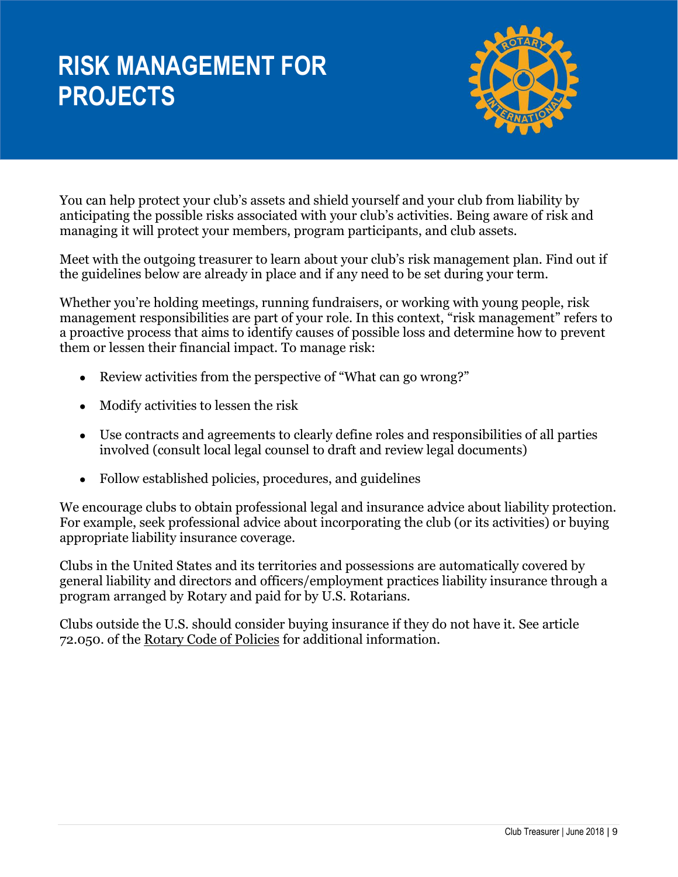# RISK MANAGEMENT FOR PROJECTS

You can help protect your club's assets and shield yourself and your club from liability by anticipating the possible risks associated with your club's activities. Being aware of risk and managing it will protect your members, program participants, and club assets.

Meet with the outgoing treasurer to learn about your club's risk management plan. Find out if the guidelines below are already in place and if any need to be set during your term.

Whether you're holding meetings, running fundraisers, or working with young people, risk management responsibilities are part of your role. In this context, "risk management" refers to a proactive process that aims to identify causes of possible loss and determine how to prevent them or lessen their financial impact. To manage risk:

- Review activities from the perspective of "What can go wrong?"
- Modify activities to lessen the risk
- Use contracts and agreements to clearly define roles and responsibilities of all parties involved (consult local legal counsel to draft and review legal documents)
- Follow established policies, procedures, and guidelines

We encourage clubs to obtain professional legal and insurance advice about liability protection. For example, seek professional advice about incorporating the club (or its activities) or buying appropriate liability insurance coverage.

Clubs in the United States and its territories and possessions are automatically covered by general liability and directors and officers/employment practices liability insurance through a program arranged by Rotary and paid for by U.S. Rotarians.

Clubs outside the U.S. should consider buying insurance if they do not have it. See article 72.050. of the Rotary Code of Policies for additional information.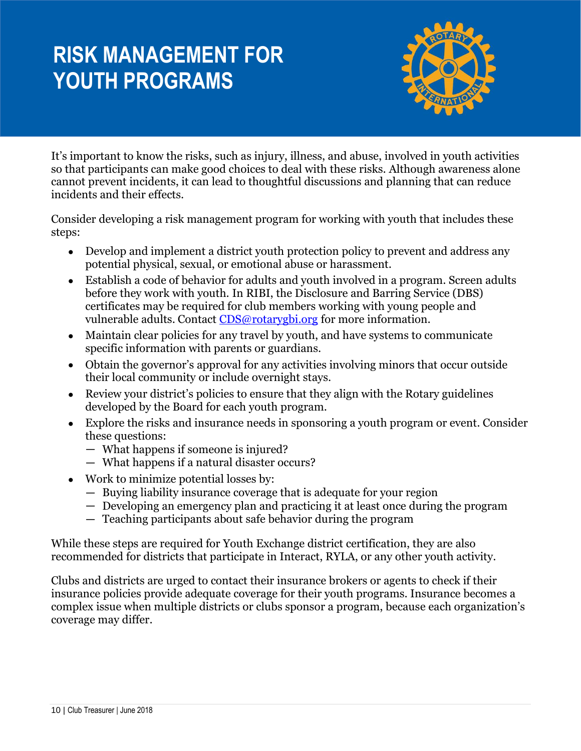# RISK MANAGEMENT FOR YOUTH PROGRAMS

It's important to know the risks, such as injury, illness, and abuse, involved in youth activities so that participants can make good choices to deal with these risks. Although awareness alone cannot prevent incidents, it can lead to thoughtful discussions and planning that can reduce incidents and their effects.

Consider developing a risk management program for working with youth that includes these steps:

- Develop and implement a district youth protection policy to prevent and address any potential physical, sexual, or emotional abuse or harassment.
- Establish a code of behavior for adults and youth involved in a program. Screen adults before they work with youth. In RIBI, the Disclosure and Barring Service (DBS) certificates may be required for club members working with young people and vulnerable adults. Contact [CDS@rotarygbi.org](mailto:CDS@rotarygbi.org) for more information.
- Maintain clear policies for any travel by youth, and have systems to communicate specific information with parents or guardians.
- Obtain the governor's approval for any activities involving minors that occur outside their local community or include overnight stays.
- Review your district's policies to ensure that they align with the Rotary guidelines developed by the Board for each youth program.
- Explore the risks and insurance needs in sponsoring a youth program or event. Consider these questions:
  - What happens if someone is injured?
  - What happens if a natural disaster occurs?
- Work to minimize potential losses by:
  - Buying liability insurance coverage that is adequate for your region
  - Developing an emergency plan and practicing it at least once during the program
  - Teaching participants about safe behavior during the program

While these steps are required for Youth Exchange district certification, they are also recommended for districts that participate in Interact, RYLA, or any other youth activity.

Clubs and districts are urged to contact their insurance brokers or agents to check if their insurance policies provide adequate coverage for their youth programs. Insurance becomes a complex issue when multiple districts or clubs sponsor a program, because each organization's coverage may differ.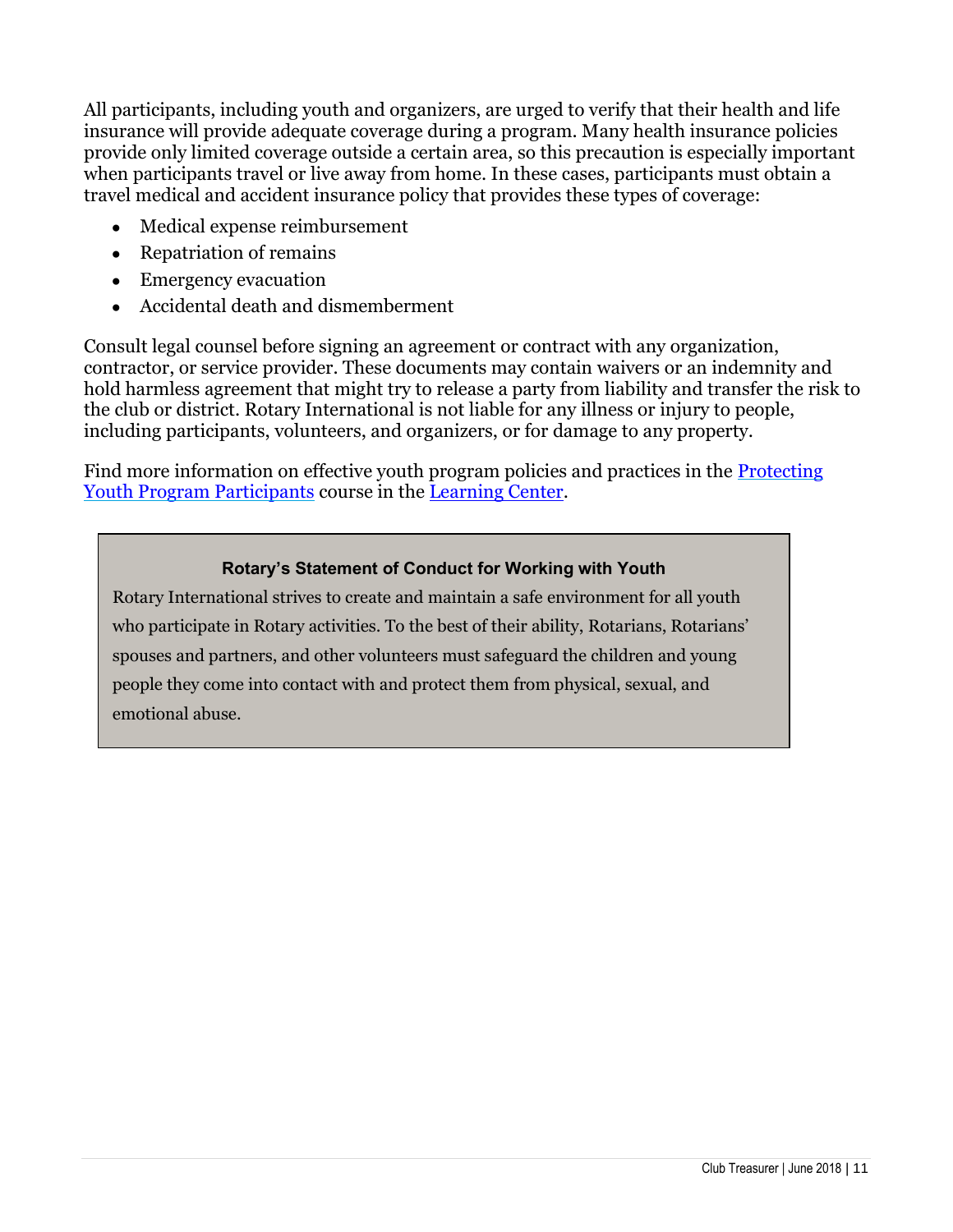All participants, including youth and organizers, are urged to verify that their health and life insurance will provide adequate coverage during a program. Many health insurance policies provide only limited coverage outside a certain area, so this precaution is especially important when participants travel or live away from home. In these cases, participants must obtain a travel medical and accident insurance policy that provides these types of coverage:

- Medical expense reimbursement
- Repatriation of remains
- Emergency evacuation
- Accidental death and dismemberment

Consult legal counsel before signing an agreement or contract with any organization, contractor, or service provider. These documents may contain waivers or an indemnity and hold harmless agreement that might try to release a party from liability and transfer the risk to the club or district. Rotary International is not liable for any illness or injury to people, including participants, volunteers, and organizers, or for damage to any property.

Find more information on effective youth program policies and practices in the Protecting Youth Program Participants course in the Learning Center.

**Rotary's Statement of Conduct for Working with Youth**

Rotary International strives to create and maintain a safe environment for all youth who participate in Rotary activities. To the best of their ability, Rotarians, Rotarians' spouses and partners, and other volunteers must safeguard the children and young people they come into contact with and protect them from physical, sexual, and emotional abuse.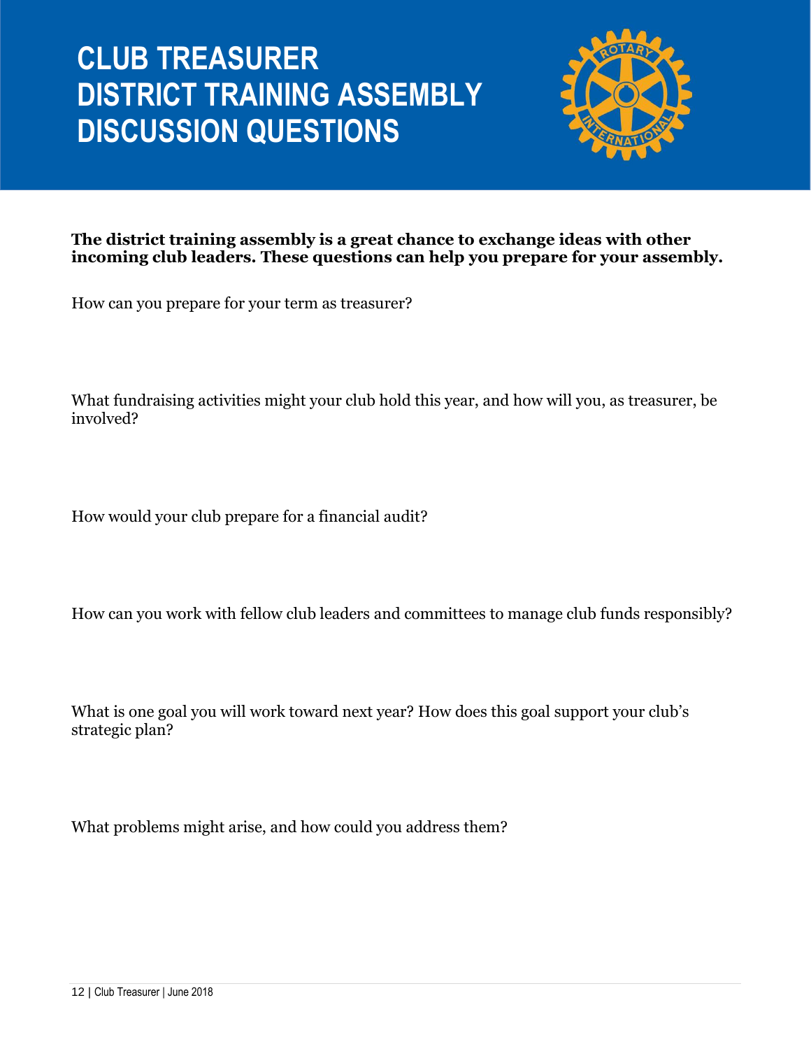# CLUB TREASURER DISTRICT TRAINING ASSEMBLY DISCUSSION QUESTIONS

**The district training assembly is a great chance to exchange ideas with other incoming club leaders. These questions can help you prepare for your assembly.**

How can you prepare for your term as treasurer?

What fundraising activities might your club hold this year, and how will you, as treasurer, be involved?

How would your club prepare for a financial audit?

How can you work with fellow club leaders and committees to manage club funds responsibly?

What is one goal you will work toward next year? How does this goal support your club's strategic plan?

What problems might arise, and how could you address them?